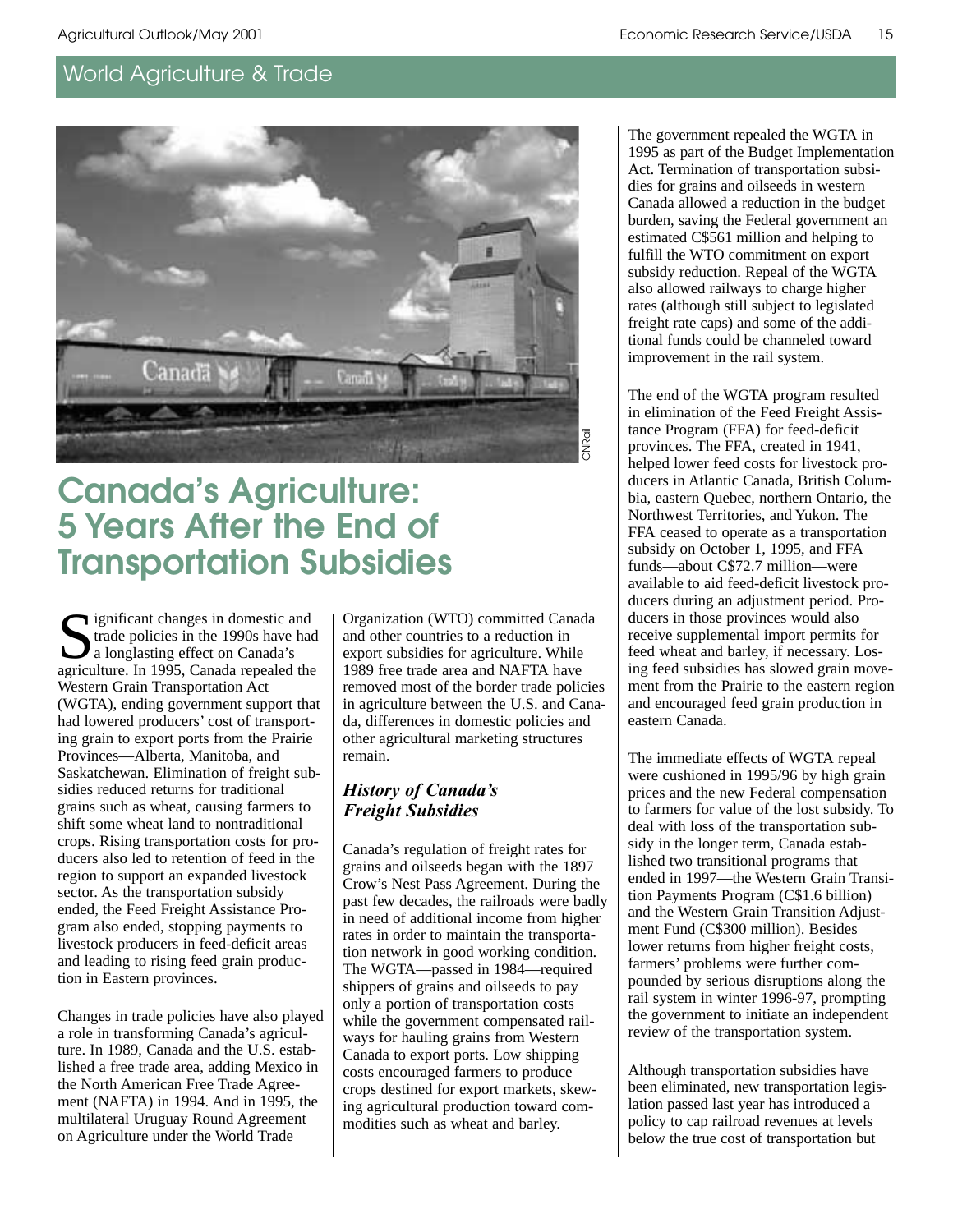## World Agriculture & Trade

# Canada's Agriculture: 5 Years After the End of Transportation Subsidies

Significant changes in domestic and trade policies in the 1990s have had a longlasting effect on Canada's agriculture. In 1995, Canada repealed the Western Grain Transportation Act (WGTA), ending government support that had lowered producers' cost of transporting grain to export ports from the Prairie Provinces—Alberta, Manitoba, and Saskatchewan. Elimination of freight subsidies reduced returns for traditional grains such as wheat, causing farmers to shift some wheat land to nontraditional crops. Rising transportation costs for producers also led to retention of feed in the region to support an expanded livestock sector. As the transportation subsidy ended, the Feed Freight Assistance Program also ended, stopping payments to livestock producers in feed-deficit areas and leading to rising feed grain production in Eastern provinces.

Changes in trade policies have also played a role in transforming Canada's agriculture. In 1989, Canada and the U.S. established a free trade area, adding Mexico in the North American Free Trade Agreement (NAFTA) in 1994. And in 1995, the multilateral Uruguay Round Agreement on Agriculture under the World Trade Organization (WTO) committed Canada and other countries to a reduction in export subsidies for agriculture. While 1989 free trade area and NAFTA have removed most of the border trade policies in agriculture between the U.S. and Canada, differences in domestic policies and other agricultural marketing structures remain.

### *History of Canada's Freight Subsidies*

Canada's regulation of freight rates for grains and oilseeds began with the 1897 Crow's Nest Pass Agreement. During the past few decades, the railroads were badly in need of additional income from higher rates in order to maintain the transportation network in good working condition. The WGTA—passed in 1984—required shippers of grains and oilseeds to pay only a portion of transportation costs while the government compensated railways for hauling grains from Western Canada to export ports. Low shipping costs encouraged farmers to produce crops destined for export markets, skewing agricultural production toward commodities such as wheat and barley.

The government repealed the WGTA in 1995 as part of the Budget Implementation Act. Termination of transportation subsidies for grains and oilseeds in western Canada allowed a reduction in the budget burden, saving the Federal government an estimated C$561 million and helping to fulfill the WTO commitment on export subsidy reduction. Repeal of the WGTA also allowed railways to charge higher rates (although still subject to legislated freight rate caps) and some of the additional funds could be channeled toward improvement in the rail system.

The end of the WGTA program resulted in elimination of the Feed Freight Assistance Program (FFA) for feed-deficit provinces. The FFA, created in 1941, helped lower feed costs for livestock producers in Atlantic Canada, British Columbia, eastern Quebec, northern Ontario, the Northwest Territories, and Yukon. The FFA ceased to operate as a transportation subsidy on October 1, 1995, and FFA funds—about C$72.7 million—were available to aid feed-deficit livestock producers during an adjustment period. Producers in those provinces would also receive supplemental import permits for feed wheat and barley, if necessary. Losing feed subsidies has slowed grain movement from the Prairie to the eastern region and encouraged feed grain production in eastern Canada.

The immediate effects of WGTA repeal were cushioned in 1995/96 by high grain prices and the new Federal compensation to farmers for value of the lost subsidy. To deal with loss of the transportation subsidy in the longer term, Canada established two transitional programs that ended in 1997—the Western Grain Transition Payments Program (C$1.6 billion) and the Western Grain Transition Adjustment Fund (C$300 million). Besides lower returns from higher freight costs, farmers' problems were further compounded by serious disruptions along the rail system in winter 1996-97, prompting the government to initiate an independent review of the transportation system.

Although transportation subsidies have been eliminated, new transportation legislation passed last year has introduced a policy to cap railroad revenues at levels below the true cost of transportation but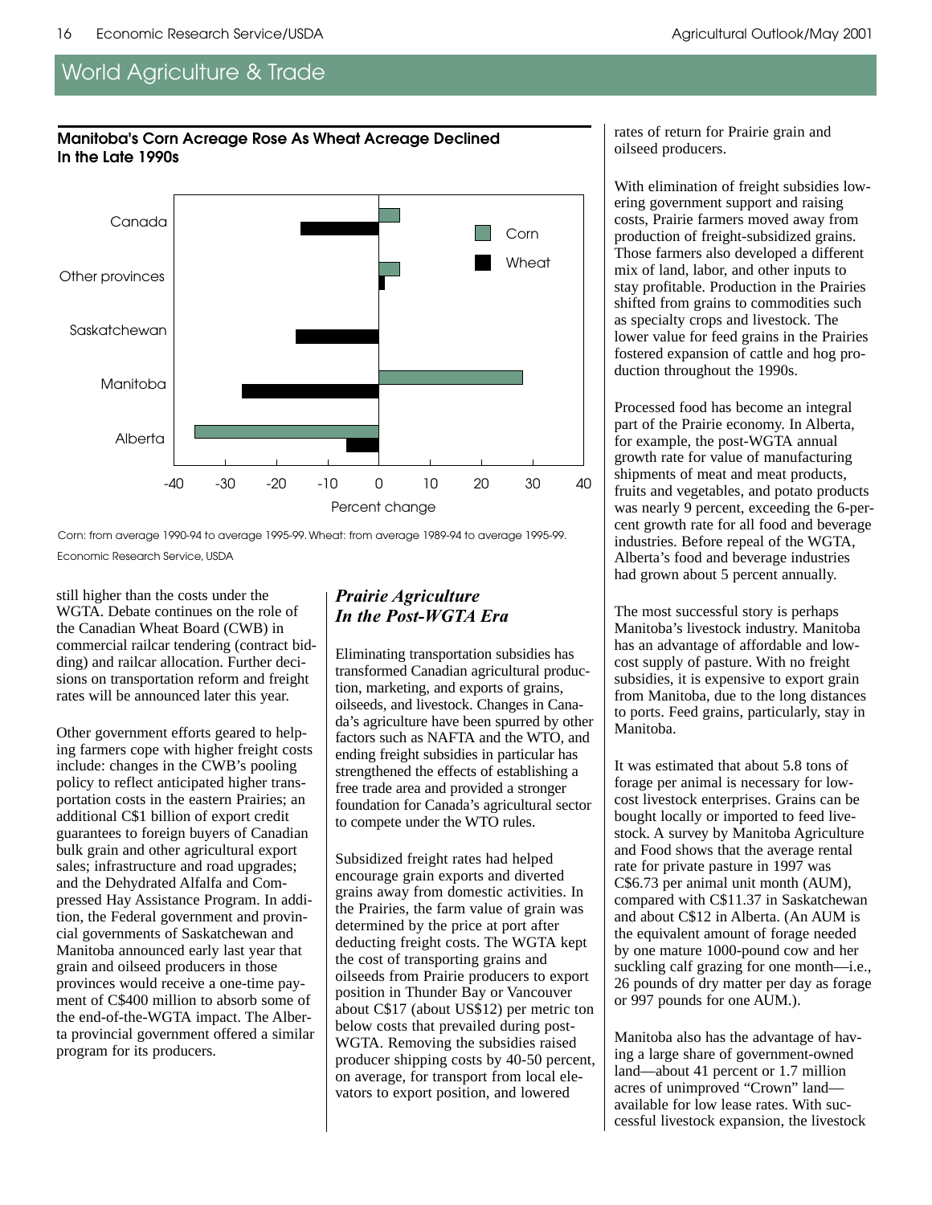## World Agriculture & Trade

**Manitoba's Corn Acreage Rose As Wheat Acreage Declined In the Late 1990s**

Corn: from average 1990-94 to average 1995-99. Wheat: from average 1989-94 to average 1995-99.

Economic Research Service, USDA

still higher than the costs under the WGTA. Debate continues on the role of the Canadian Wheat Board (CWB) in commercial railcar tendering (contract bidding) and railcar allocation. Further decisions on transportation reform and freight rates will be announced later this year.

Other government efforts geared to helping farmers cope with higher freight costs include: changes in the CWB's pooling policy to reflect anticipated higher transportation costs in the eastern Prairies; an additional C$1 billion of export credit guarantees to foreign buyers of Canadian bulk grain and other agricultural export sales; infrastructure and road upgrades; and the Dehydrated Alfalfa and Compressed Hay Assistance Program. In addition, the Federal government and provincial governments of Saskatchewan and Manitoba announced early last year that grain and oilseed producers in those provinces would receive a one-time payment of C$400 million to absorb some of the end-of-the-WGTA impact. The Alberta provincial government offered a similar program for its producers.

### *Prairie Agriculture In the Post-WGTA Era*

Eliminating transportation subsidies has transformed Canadian agricultural production, marketing, and exports of grains, oilseeds, and livestock. Changes in Canada's agriculture have been spurred by other factors such as NAFTA and the WTO, and ending freight subsidies in particular has strengthened the effects of establishing a free trade area and provided a stronger foundation for Canada's agricultural sector to compete under the WTO rules.

Subsidized freight rates had helped encourage grain exports and diverted grains away from domestic activities. In the Prairies, the farm value of grain was determined by the price at port after deducting freight costs. The WGTA kept the cost of transporting grains and oilseeds from Prairie producers to export position in Thunder Bay or Vancouver about C$17 (about US$12) per metric ton below costs that prevailed during post-WGTA. Removing the subsidies raised producer shipping costs by 40-50 percent, on average, for transport from local elevators to export position, and lowered rates of return for Prairie grain and oilseed producers.

With elimination of freight subsidies lowering government support and raising costs, Prairie farmers moved away from production of freight-subsidized grains. Those farmers also developed a different mix of land, labor, and other inputs to stay profitable. Production in the Prairies shifted from grains to commodities such as specialty crops and livestock. The lower value for feed grains in the Prairies fostered expansion of cattle and hog production throughout the 1990s.

Processed food has become an integral part of the Prairie economy. In Alberta, for example, the post-WGTA annual growth rate for value of manufacturing shipments of meat and meat products, fruits and vegetables, and potato products was nearly 9 percent, exceeding the 6-percent growth rate for all food and beverage industries. Before repeal of the WGTA, Alberta's food and beverage industries had grown about 5 percent annually.

The most successful story is perhaps Manitoba's livestock industry. Manitoba has an advantage of affordable and low-cost supply of pasture. With no freight subsidies, it is expensive to export grain from Manitoba, due to the long distances to ports. Feed grains, particularly, stay in Manitoba.

It was estimated that about 5.8 tons of forage per animal is necessary for low-cost livestock enterprises. Grains can be bought locally or imported to feed livestock. A survey by Manitoba Agriculture and Food shows that the average rental rate for private pasture in 1997 was C$6.73 per animal unit month (AUM), compared with C$11.37 in Saskatchewan and about C$12 in Alberta. (An AUM is the equivalent amount of forage needed by one mature 1000-pound cow and her suckling calf grazing for one month—i.e., 26 pounds of dry matter per day as forage or 997 pounds for one AUM.).

Manitoba also has the advantage of having a large share of government-owned land—about 41 percent or 1.7 million acres of unimproved "Crown" land—available for low lease rates. With successful livestock expansion, the livestock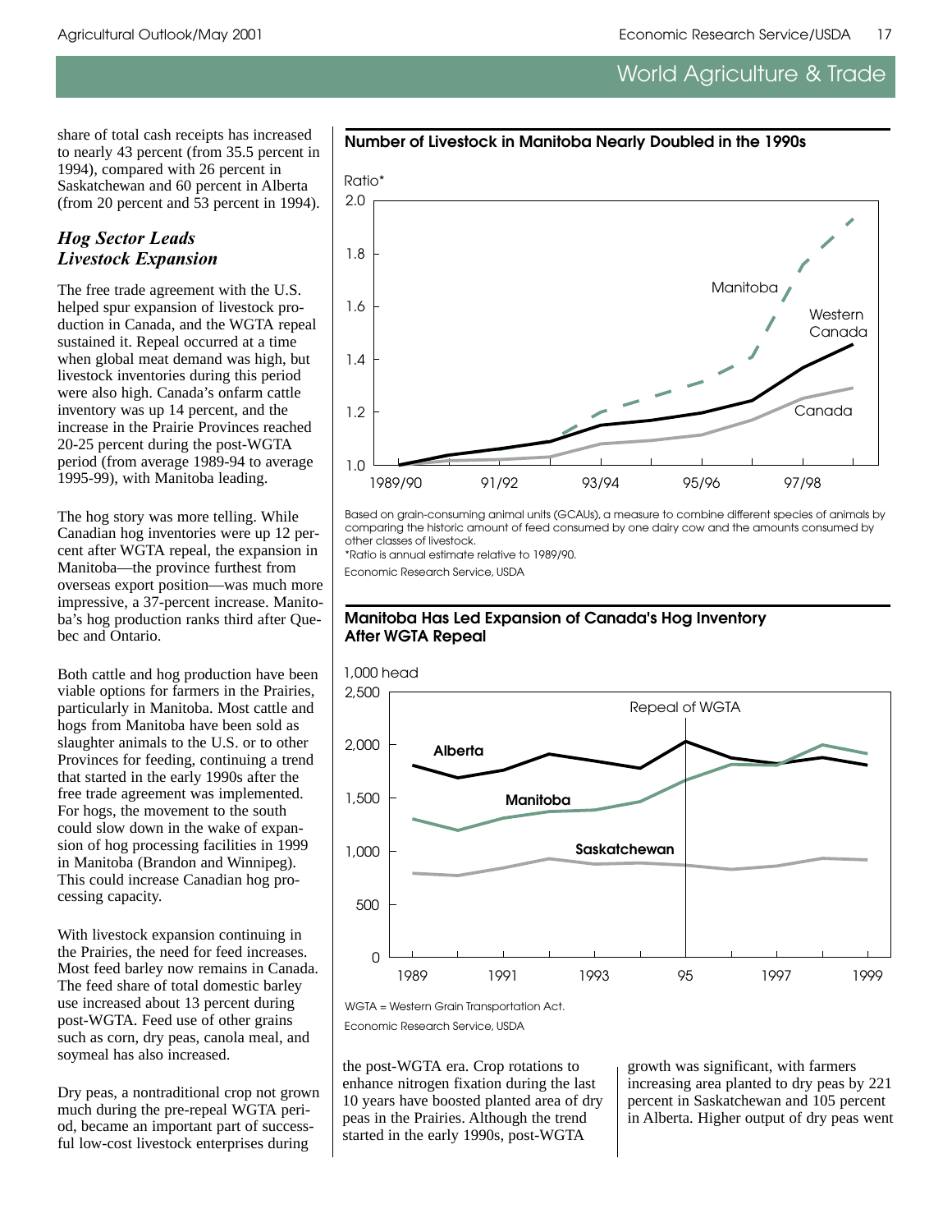share of total cash receipts has increased to nearly 43 percent (from 35.5 percent in 1994), compared with 26 percent in Saskatchewan and 60 percent in Alberta (from 20 percent and 53 percent in 1994).

### *Hog Sector Leads Livestock Expansion*

The free trade agreement with the U.S. helped spur expansion of livestock production in Canada, and the WGTA repeal sustained it. Repeal occurred at a time when global meat demand was high, but livestock inventories during this period were also high. Canada's onfarm cattle inventory was up 14 percent, and the increase in the Prairie Provinces reached 20-25 percent during the post-WGTA period (from average 1989-94 to average 1995-99), with Manitoba leading.

The hog story was more telling. While Canadian hog inventories were up 12 percent after WGTA repeal, the expansion in Manitoba—the province furthest from overseas export position—was much more impressive, a 37-percent increase. Manitoba's hog production ranks third after Quebec and Ontario.

Both cattle and hog production have been viable options for farmers in the Prairies, particularly in Manitoba. Most cattle and hogs from Manitoba have been sold as slaughter animals to the U.S. or to other Provinces for feeding, continuing a trend that started in the early 1990s after the free trade agreement was implemented. For hogs, the movement to the south could slow down in the wake of expansion of hog processing facilities in 1999 in Manitoba (Brandon and Winnipeg). This could increase Canadian hog processing capacity.

With livestock expansion continuing in the Prairies, the need for feed increases. Most feed barley now remains in Canada. The feed share of total domestic barley use increased about 13 percent during post-WGTA. Feed use of other grains such as corn, dry peas, canola meal, and soymeal has also increased.

Dry peas, a nontraditional crop not grown much during the pre-repeal WGTA period, became an important part of successful low-cost livestock enterprises during the post-WGTA era. Crop rotations to enhance nitrogen fixation during the last 10 years have boosted planted area of dry peas in the Prairies. Although the trend started in the early 1990s, post-WGTA growth was significant, with farmers increasing area planted to dry peas by 221 percent in Saskatchewan and 105 percent in Alberta. Higher output of dry peas went

**Number of Livestock in Manitoba Nearly Doubled in the 1990s**

Based on grain-consuming animal units (GCAUs), a measure to combine different species of animals by comparing the historic amount of feed consumed by one dairy cow and the amounts consumed by other classes of livestock.

*Ratio is annual estimate relative to 1989/90.

Economic Research Service, USDA

**Manitoba Has Led Expansion of Canada's Hog Inventory After WGTA Repeal**

WGTA = Western Grain Transportation Act.

Economic Research Service, USDA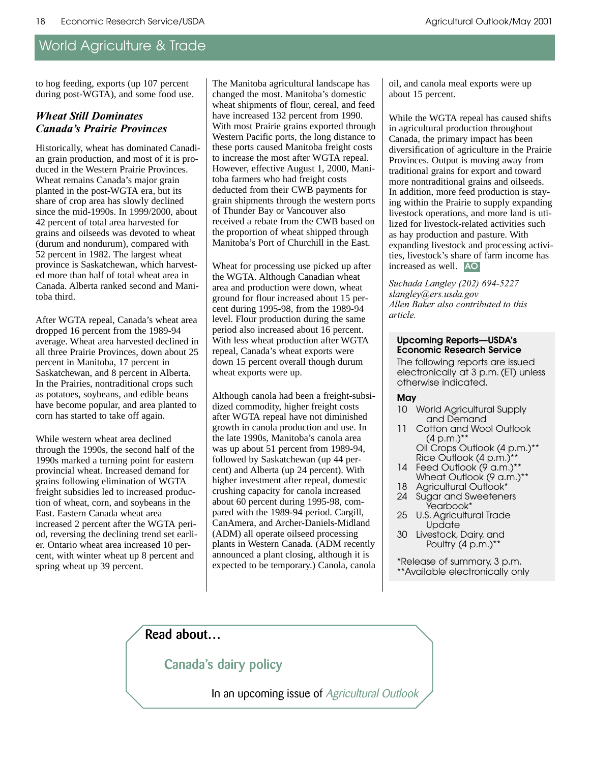## World Agriculture & Trade

to hog feeding, exports (up 107 percent during post-WGTA), and some food use.

### *Wheat Still Dominates Canada's Prairie Provinces*

Historically, wheat has dominated Canadian grain production, and most of it is produced in the Western Prairie Provinces. Wheat remains Canada's major grain planted in the post-WGTA era, but its share of crop area has slowly declined since the mid-1990s. In 1999/2000, about 42 percent of total area harvested for grains and oilseeds was devoted to wheat (durum and nondurum), compared with 52 percent in 1982. The largest wheat province is Saskatchewan, which harvested more than half of total wheat area in Canada. Alberta ranked second and Manitoba third.

After WGTA repeal, Canada's wheat area dropped 16 percent from the 1989-94 average. Wheat area harvested declined in all three Prairie Provinces, down about 25 percent in Manitoba, 17 percent in Saskatchewan, and 8 percent in Alberta. In the Prairies, nontraditional crops such as potatoes, soybeans, and edible beans have become popular, and area planted to corn has started to take off again.

While western wheat area declined through the 1990s, the second half of the 1990s marked a turning point for eastern provincial wheat. Increased demand for grains following elimination of WGTA freight subsidies led to increased production of wheat, corn, and soybeans in the East. Eastern Canada wheat area increased 2 percent after the WGTA period, reversing the declining trend set earlier. Ontario wheat area increased 10 percent, with winter wheat up 8 percent and spring wheat up 39 percent.

The Manitoba agricultural landscape has changed the most. Manitoba's domestic wheat shipments of flour, cereal, and feed have increased 132 percent from 1990. With most Prairie grains exported through Western Pacific ports, the long distance to these ports caused Manitoba freight costs to increase the most after WGTA repeal. However, effective August 1, 2000, Manitoba farmers who had freight costs deducted from their CWB payments for grain shipments through the western ports of Thunder Bay or Vancouver also received a rebate from the CWB based on the proportion of wheat shipped through Manitoba's Port of Churchill in the East.

Wheat for processing use picked up after the WGTA. Although Canadian wheat area and production were down, wheat ground for flour increased about 15 percent during 1995-98, from the 1989-94 level. Flour production during the same period also increased about 16 percent. With less wheat production after WGTA repeal, Canada's wheat exports were down 15 percent overall though durum wheat exports were up.

Although canola had been a freight-subsidized commodity, higher freight costs after WGTA repeal have not diminished growth in canola production and use. In the late 1990s, Manitoba's canola area was up about 51 percent from 1989-94, followed by Saskatchewan (up 44 percent) and Alberta (up 24 percent). With higher investment after repeal, domestic crushing capacity for canola increased about 60 percent during 1995-98, compared with the 1989-94 period. Cargill, CanAmera, and Archer-Daniels-Midland (ADM) all operate oilseed processing plants in Western Canada. (ADM recently announced a plant closing, although it is expected to be temporary.) Canola, canola oil, and canola meal exports were up about 15 percent.

While the WGTA repeal has caused shifts in agricultural production throughout Canada, the primary impact has been diversification of agriculture in the Prairie Provinces. Output is moving away from traditional grains for export and toward more nontraditional grains and oilseeds. In addition, more feed production is staying within the Prairie to supply expanding livestock operations, and more land is utilized for livestock-related activities such as hay production and pasture. With expanding livestock and processing activities, livestock's share of farm income has increased as well. **AO**

*Suchada Langley (202) 694-5227*
*slangley@ers.usda.gov*
*Allen Baker also contributed to this article.*

**Upcoming Reports—USDA's Economic Research Service**

The following reports are issued electronically at 3 p.m. (ET) unless otherwise indicated.

**May**

- 10 World Agricultural Supply and Demand
- 11 Cotton and Wool Outlook (4 p.m.)**
  - Oil Crops Outlook (4 p.m.)**
  - Rice Outlook (4 p.m.)**
- 14 Feed Outlook (9 a.m.)**
  - Wheat Outlook (9 a.m.)**
- 18 Agricultural Outlook*
- 24 Sugar and Sweeteners Yearbook*
- 25 U.S. Agricultural Trade Update
- 30 Livestock, Dairy, and Poultry (4 p.m.)**

*Release of summary, 3 p.m.
**Available electronically only

Read about...

Canada's dairy policy

In an upcoming issue of *Agricultural Outlook*